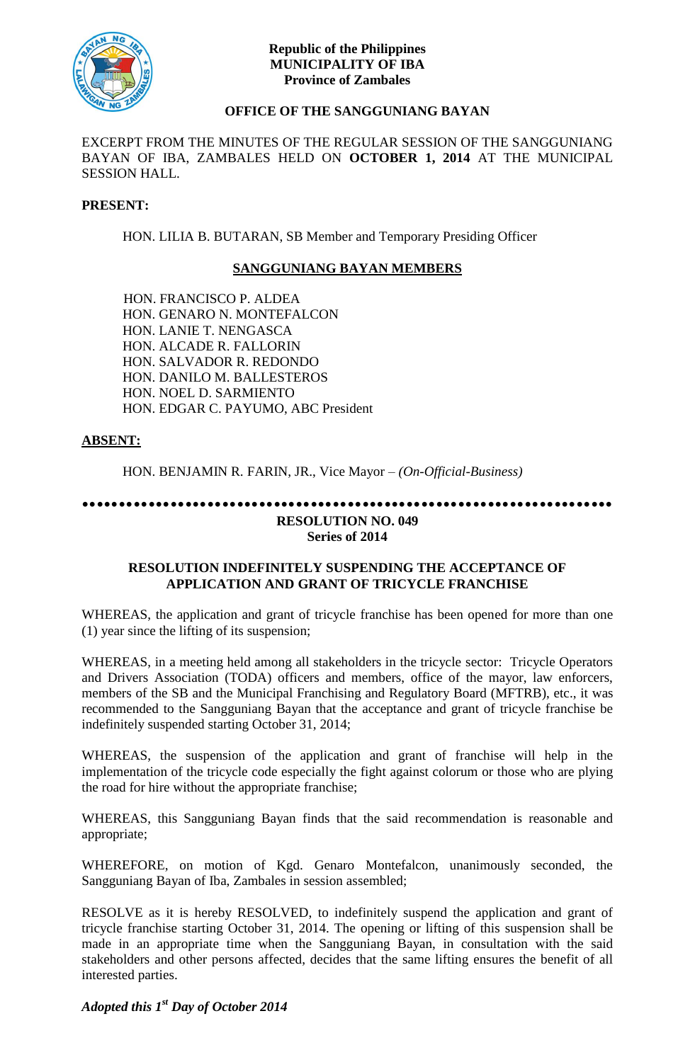**Republic of the Philippines**
**MUNICIPALITY OF IBA**
**Province of Zambales**

**OFFICE OF THE SANGGUNIANG BAYAN**

EXCERPT FROM THE MINUTES OF THE REGULAR SESSION OF THE SANGGUNIANG BAYAN OF IBA, ZAMBALES HELD ON **OCTOBER 1, 2014** AT THE MUNICIPAL SESSION HALL.

**PRESENT:**

HON. LILIA B. BUTARAN, SB Member and Temporary Presiding Officer

**SANGGUNIANG BAYAN MEMBERS**

HON. FRANCISCO P. ALDEA
HON. GENARO N. MONTEFALCON
HON. LANIE T. NENGASCA
HON. ALCADE R. FALLORIN
HON. SALVADOR R. REDONDO
HON. DANILO M. BALLESTEROS
HON. NOEL D. SARMIENTO
HON. EDGAR C. PAYUMO, ABC President

**ABSENT:**

HON. BENJAMIN R. FARIN, JR., Vice Mayor – *(On-Official-Business)*

---

**RESOLUTION NO. 049**
**Series of 2014**

**RESOLUTION INDEFINITELY SUSPENDING THE ACCEPTANCE OF APPLICATION AND GRANT OF TRICYCLE FRANCHISE**

WHEREAS, the application and grant of tricycle franchise has been opened for more than one (1) year since the lifting of its suspension;

WHEREAS, in a meeting held among all stakeholders in the tricycle sector: Tricycle Operators and Drivers Association (TODA) officers and members, office of the mayor, law enforcers, members of the SB and the Municipal Franchising and Regulatory Board (MFTRB), etc., it was recommended to the Sangguniang Bayan that the acceptance and grant of tricycle franchise be indefinitely suspended starting October 31, 2014;

WHEREAS, the suspension of the application and grant of franchise will help in the implementation of the tricycle code especially the fight against colorum or those who are plying the road for hire without the appropriate franchise;

WHEREAS, this Sangguniang Bayan finds that the said recommendation is reasonable and appropriate;

WHEREFORE, on motion of Kgd. Genaro Montefalcon, unanimously seconded, the Sangguniang Bayan of Iba, Zambales in session assembled;

RESOLVE as it is hereby RESOLVED, to indefinitely suspend the application and grant of tricycle franchise starting October 31, 2014. The opening or lifting of this suspension shall be made in an appropriate time when the Sangguniang Bayan, in consultation with the said stakeholders and other persons affected, decides that the same lifting ensures the benefit of all interested parties.

***Adopted this 1st Day of October 2014***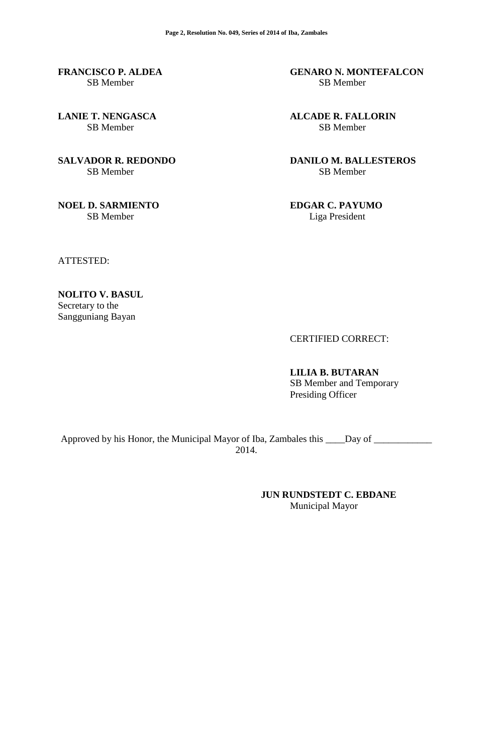**FRANCISCO P. ALDEA**
SB Member

**GENARO N. MONTEFALCON**
SB Member

**LANIE T. NENGASCA**
SB Member

**ALCADE R. FALLORIN**
SB Member

**SALVADOR R. REDONDO**
SB Member

**DANILO M. BALLESTEROS**
SB Member

**NOEL D. SARMIENTO**
SB Member

**EDGAR C. PAYUMO**
Liga President

ATTESTED:

**NOLITO V. BASUL**
Secretary to the
Sangguniang Bayan

CERTIFIED CORRECT:

**LILIA B. BUTARAN**
SB Member and Temporary
Presiding Officer

Approved by his Honor, the Municipal Mayor of Iba, Zambales this ____Day of ____________ 2014.

**JUN RUNDSTEDT C. EBDANE**
Municipal Mayor